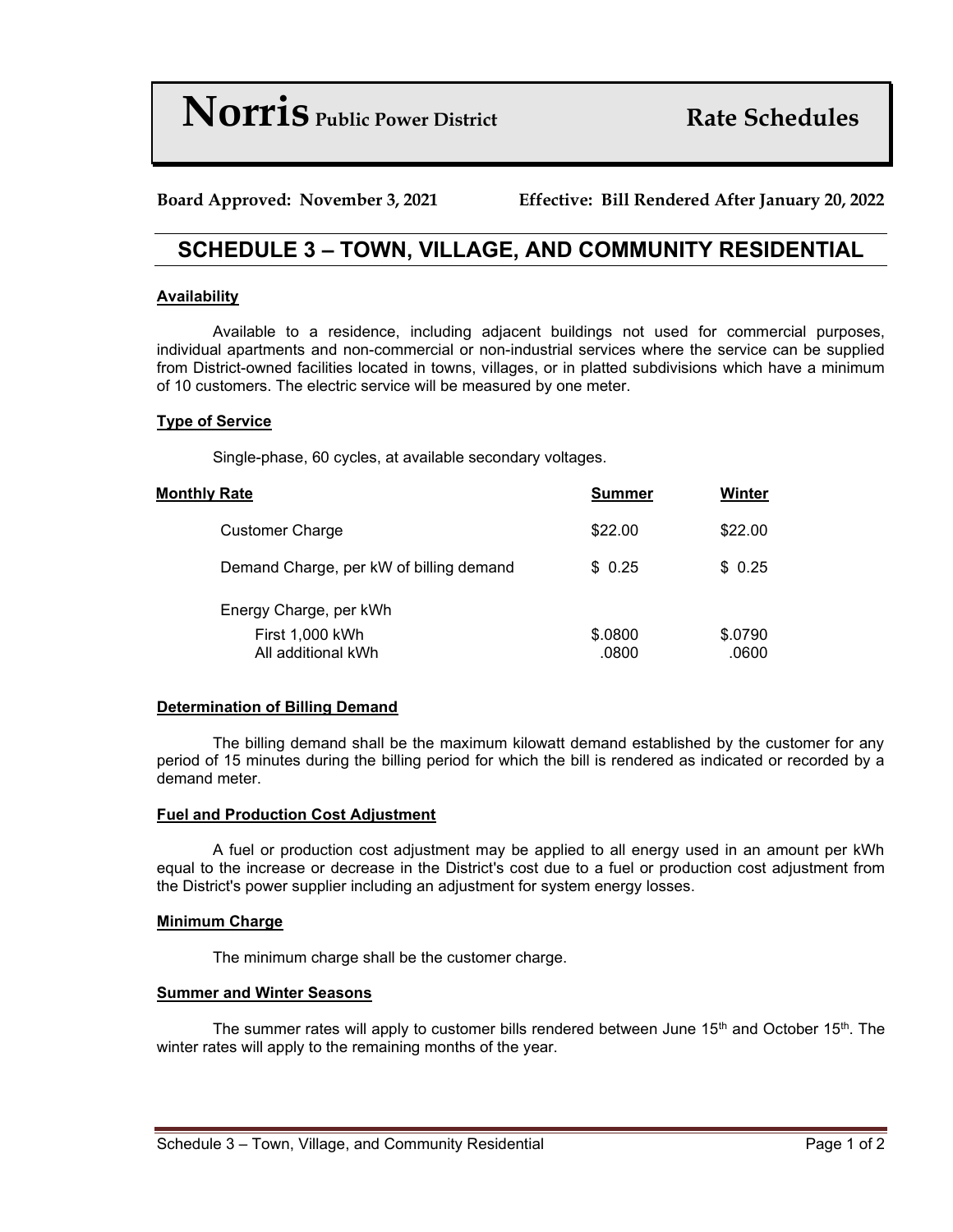# Norris Public Power District — Rate Schedules

**Board Approved: November 3, 2021** **Effective: Bill Rendered After January 20, 2022**

## SCHEDULE 3 – TOWN, VILLAGE, AND COMMUNITY RESIDENTIAL

### Availability

Available to a residence, including adjacent buildings not used for commercial purposes, individual apartments and non-commercial or non-industrial services where the service can be supplied from District-owned facilities located in towns, villages, or in platted subdivisions which have a minimum of 10 customers. The electric service will be measured by one meter.

### Type of Service

Single-phase, 60 cycles, at available secondary voltages.

### Monthly Rate

| Monthly Rate | Summer | Winter |
|---|---|---|
| Customer Charge | $22.00 | $22.00 |
| Demand Charge, per kW of billing demand | $ 0.25 | $ 0.25 |
| Energy Charge, per kWh | | |
| First 1,000 kWh | $.0800 | $.0790 |
| All additional kWh | .0800 | .0600 |

### Determination of Billing Demand

The billing demand shall be the maximum kilowatt demand established by the customer for any period of 15 minutes during the billing period for which the bill is rendered as indicated or recorded by a demand meter.

### Fuel and Production Cost Adjustment

A fuel or production cost adjustment may be applied to all energy used in an amount per kWh equal to the increase or decrease in the District's cost due to a fuel or production cost adjustment from the District's power supplier including an adjustment for system energy losses.

### Minimum Charge

The minimum charge shall be the customer charge.

### Summer and Winter Seasons

The summer rates will apply to customer bills rendered between June 15th and October 15th. The winter rates will apply to the remaining months of the year.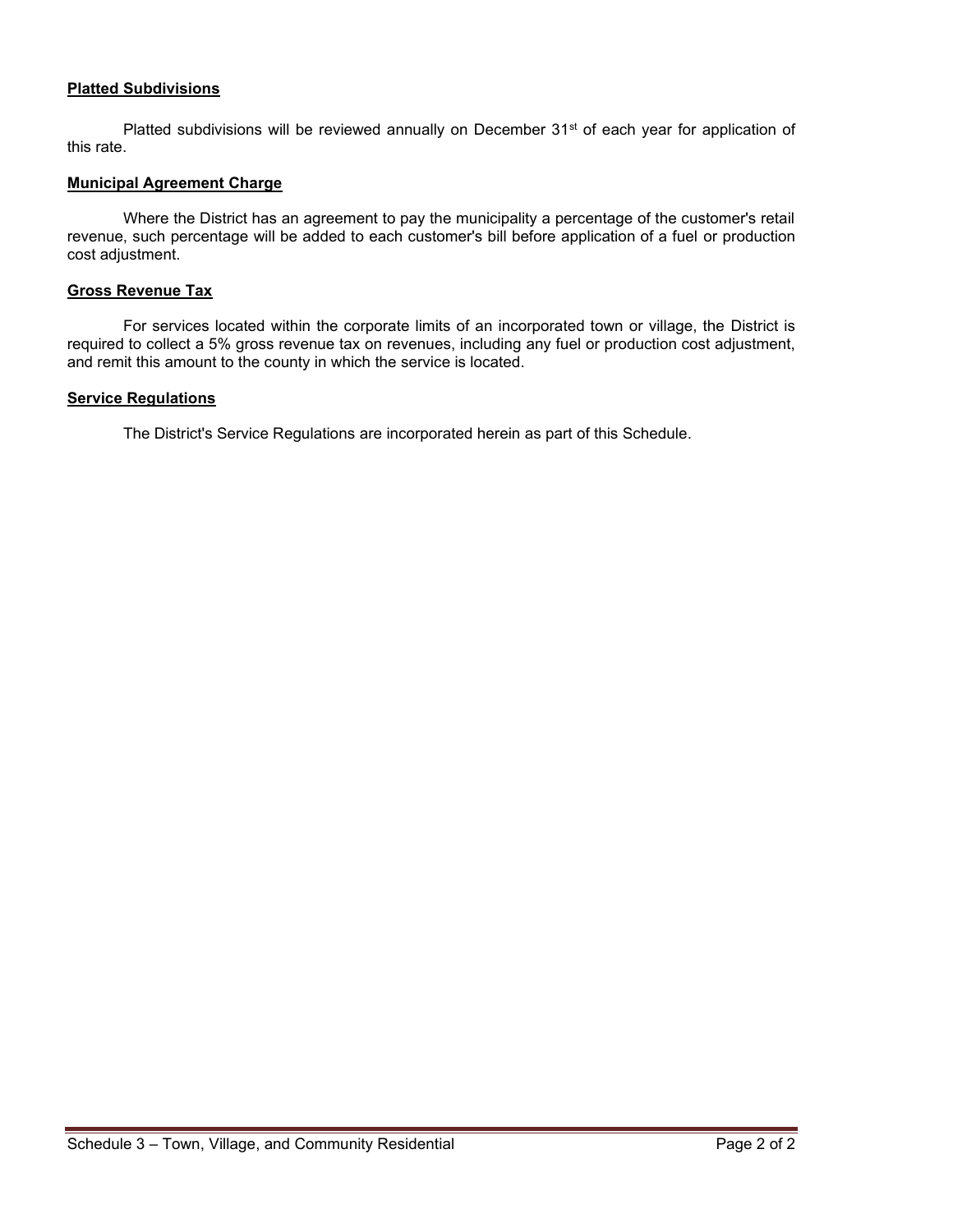**Platted Subdivisions**

Platted subdivisions will be reviewed annually on December 31st of each year for application of this rate.

**Municipal Agreement Charge**

Where the District has an agreement to pay the municipality a percentage of the customer's retail revenue, such percentage will be added to each customer's bill before application of a fuel or production cost adjustment.

**Gross Revenue Tax**

For services located within the corporate limits of an incorporated town or village, the District is required to collect a 5% gross revenue tax on revenues, including any fuel or production cost adjustment, and remit this amount to the county in which the service is located.

**Service Regulations**

The District's Service Regulations are incorporated herein as part of this Schedule.